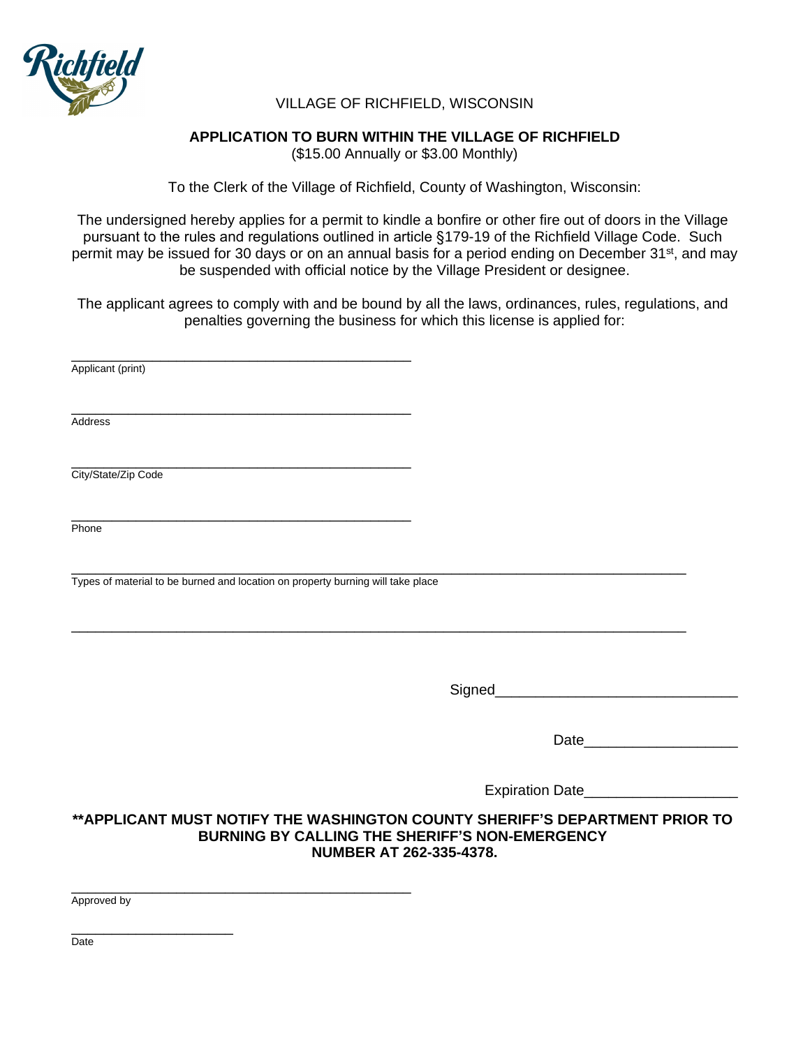VILLAGE OF RICHFIELD, WISCONSIN

**APPLICATION TO BURN WITHIN THE VILLAGE OF RICHFIELD**
($15.00 Annually or $3.00 Monthly)

To the Clerk of the Village of Richfield, County of Washington, Wisconsin:

The undersigned hereby applies for a permit to kindle a bonfire or other fire out of doors in the Village pursuant to the rules and regulations outlined in article §179-19 of the Richfield Village Code. Such permit may be issued for 30 days or on an annual basis for a period ending on December 31st, and may be suspended with official notice by the Village President or designee.

The applicant agrees to comply with and be bound by all the laws, ordinances, rules, regulations, and penalties governing the business for which this license is applied for:

\_\_\_\_\_\_\_\_\_\_\_\_\_\_\_\_\_\_\_\_\_\_\_\_\_\_\_\_\_\_\_\_\_\_\_\_\_\_\_\_\_\_\_\_
Applicant (print)

\_\_\_\_\_\_\_\_\_\_\_\_\_\_\_\_\_\_\_\_\_\_\_\_\_\_\_\_\_\_\_\_\_\_\_\_\_\_\_\_\_\_\_\_
Address

\_\_\_\_\_\_\_\_\_\_\_\_\_\_\_\_\_\_\_\_\_\_\_\_\_\_\_\_\_\_\_\_\_\_\_\_\_\_\_\_\_\_\_\_
City/State/Zip Code

\_\_\_\_\_\_\_\_\_\_\_\_\_\_\_\_\_\_\_\_\_\_\_\_\_\_\_\_\_\_\_\_\_\_\_\_\_\_\_\_\_\_\_\_
Phone

\_\_\_\_\_\_\_\_\_\_\_\_\_\_\_\_\_\_\_\_\_\_\_\_\_\_\_\_\_\_\_\_\_\_\_\_\_\_\_\_\_\_\_\_\_\_\_\_\_\_\_\_\_\_\_\_\_\_\_\_\_\_\_\_\_\_\_\_\_\_\_\_\_\_\_\_
Types of material to be burned and location on property burning will take place

\_\_\_\_\_\_\_\_\_\_\_\_\_\_\_\_\_\_\_\_\_\_\_\_\_\_\_\_\_\_\_\_\_\_\_\_\_\_\_\_\_\_\_\_\_\_\_\_\_\_\_\_\_\_\_\_\_\_\_\_\_\_\_\_\_\_\_\_\_\_\_\_\_\_\_\_

Signed\_\_\_\_\_\_\_\_\_\_\_\_\_\_\_\_\_\_\_\_\_\_\_\_\_\_\_\_\_\_

Date\_\_\_\_\_\_\_\_\_\_\_\_\_\_\_\_\_\_\_

Expiration Date\_\_\_\_\_\_\_\_\_\_\_\_\_\_\_\_\_\_\_

**\*\*APPLICANT MUST NOTIFY THE WASHINGTON COUNTY SHERIFF'S DEPARTMENT PRIOR TO BURNING BY CALLING THE SHERIFF'S NON-EMERGENCY NUMBER AT 262-335-4378.**

\_\_\_\_\_\_\_\_\_\_\_\_\_\_\_\_\_\_\_\_\_\_\_\_\_\_\_\_\_\_\_\_\_\_\_\_\_\_\_\_\_\_\_\_
Approved by

\_\_\_\_\_\_\_\_\_\_\_\_\_\_\_\_\_\_\_\_\_\_
Date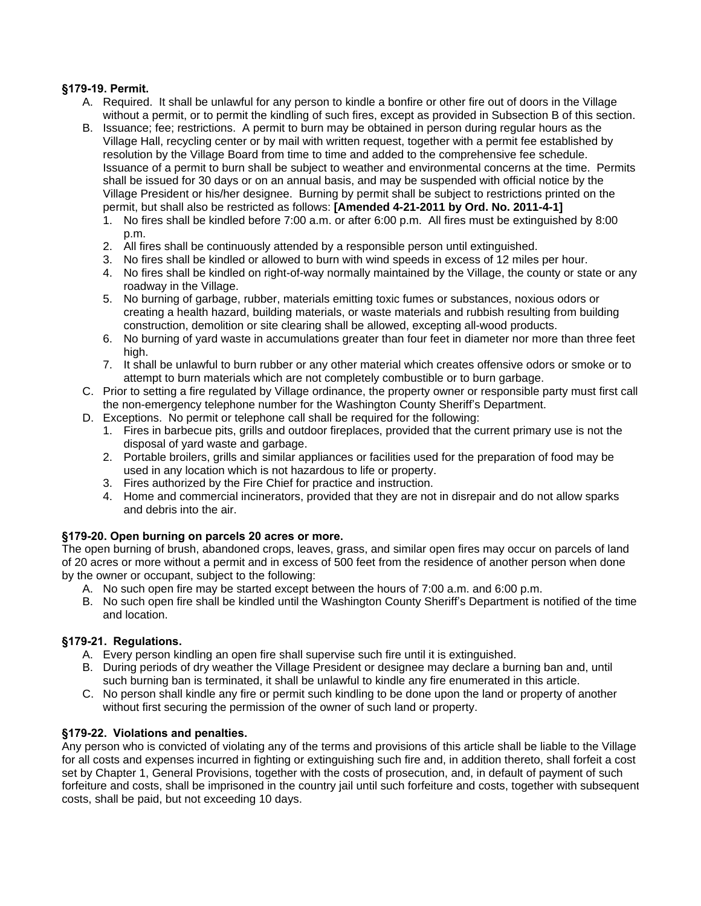### §179-19. Permit.

A. Required. It shall be unlawful for any person to kindle a bonfire or other fire out of doors in the Village without a permit, or to permit the kindling of such fires, except as provided in Subsection B of this section.

B. Issuance; fee; restrictions. A permit to burn may be obtained in person during regular hours as the Village Hall, recycling center or by mail with written request, together with a permit fee established by resolution by the Village Board from time to time and added to the comprehensive fee schedule. Issuance of a permit to burn shall be subject to weather and environmental concerns at the time. Permits shall be issued for 30 days or on an annual basis, and may be suspended with official notice by the Village President or his/her designee. Burning by permit shall be subject to restrictions printed on the permit, but shall also be restricted as follows: **[Amended 4-21-2011 by Ord. No. 2011-4-1]**

1. No fires shall be kindled before 7:00 a.m. or after 6:00 p.m. All fires must be extinguished by 8:00 p.m.
2. All fires shall be continuously attended by a responsible person until extinguished.
3. No fires shall be kindled or allowed to burn with wind speeds in excess of 12 miles per hour.
4. No fires shall be kindled on right-of-way normally maintained by the Village, the county or state or any roadway in the Village.
5. No burning of garbage, rubber, materials emitting toxic fumes or substances, noxious odors or creating a health hazard, building materials, or waste materials and rubbish resulting from building construction, demolition or site clearing shall be allowed, excepting all-wood products.
6. No burning of yard waste in accumulations greater than four feet in diameter nor more than three feet high.
7. It shall be unlawful to burn rubber or any other material which creates offensive odors or smoke or to attempt to burn materials which are not completely combustible or to burn garbage.

C. Prior to setting a fire regulated by Village ordinance, the property owner or responsible party must first call the non-emergency telephone number for the Washington County Sheriff's Department.

D. Exceptions. No permit or telephone call shall be required for the following:

1. Fires in barbecue pits, grills and outdoor fireplaces, provided that the current primary use is not the disposal of yard waste and garbage.
2. Portable broilers, grills and similar appliances or facilities used for the preparation of food may be used in any location which is not hazardous to life or property.
3. Fires authorized by the Fire Chief for practice and instruction.
4. Home and commercial incinerators, provided that they are not in disrepair and do not allow sparks and debris into the air.

### §179-20. Open burning on parcels 20 acres or more.

The open burning of brush, abandoned crops, leaves, grass, and similar open fires may occur on parcels of land of 20 acres or more without a permit and in excess of 500 feet from the residence of another person when done by the owner or occupant, subject to the following:

A. No such open fire may be started except between the hours of 7:00 a.m. and 6:00 p.m.

B. No such open fire shall be kindled until the Washington County Sheriff's Department is notified of the time and location.

### §179-21. Regulations.

A. Every person kindling an open fire shall supervise such fire until it is extinguished.

B. During periods of dry weather the Village President or designee may declare a burning ban and, until such burning ban is terminated, it shall be unlawful to kindle any fire enumerated in this article.

C. No person shall kindle any fire or permit such kindling to be done upon the land or property of another without first securing the permission of the owner of such land or property.

### §179-22. Violations and penalties.

Any person who is convicted of violating any of the terms and provisions of this article shall be liable to the Village for all costs and expenses incurred in fighting or extinguishing such fire and, in addition thereto, shall forfeit a cost set by Chapter 1, General Provisions, together with the costs of prosecution, and, in default of payment of such forfeiture and costs, shall be imprisoned in the country jail until such forfeiture and costs, together with subsequent costs, shall be paid, but not exceeding 10 days.